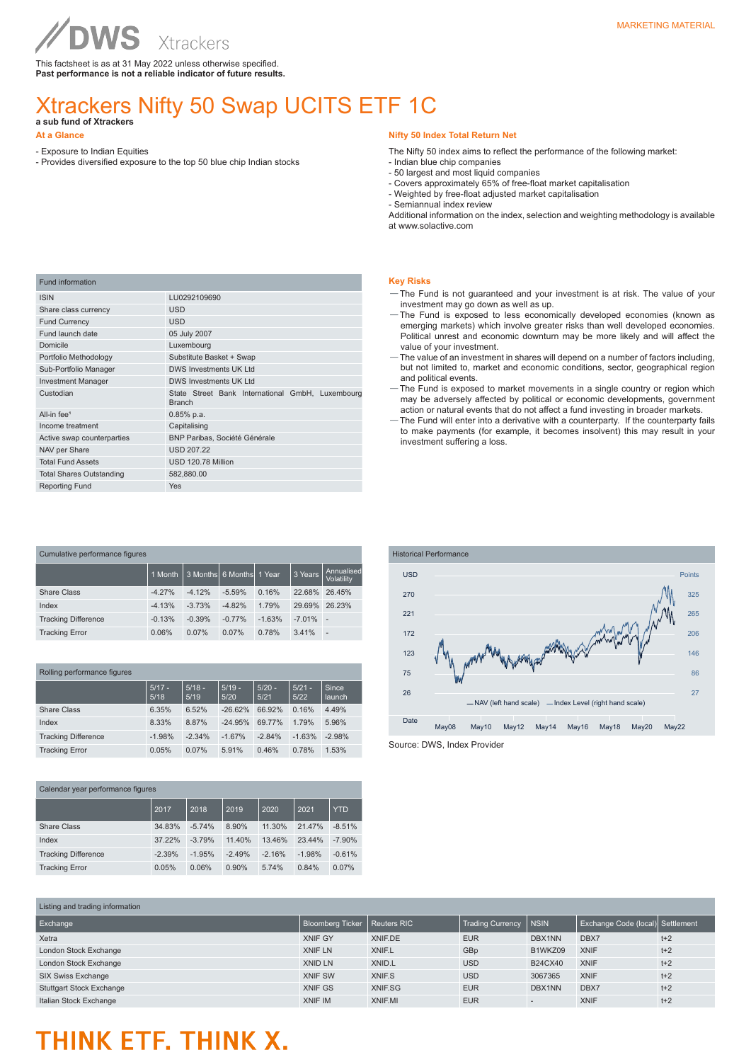MARKETING MATERIAL

DWS Xtrackers

This factsheet is as at 31 May 2022 unless otherwise specified.
**Past performance is not a reliable indicator of future results.**

# Xtrackers Nifty 50 Swap UCITS ETF 1C

**a sub fund of Xtrackers**

## At a Glance

- Exposure to Indian Equities
- Provides diversified exposure to the top 50 blue chip Indian stocks

## Nifty 50 Index Total Return Net

The Nifty 50 index aims to reflect the performance of the following market:
- Indian blue chip companies
- 50 largest and most liquid companies
- Covers approximately 65% of free-float market capitalisation
- Weighted by free-float adjusted market capitalisation
- Semiannual index review

Additional information on the index, selection and weighting methodology is available at www.solactive.com

| Fund information | |
|---|---|
| ISIN | LU0292109690 |
| Share class currency | USD |
| Fund Currency | USD |
| Fund launch date | 05 July 2007 |
| Domicile | Luxembourg |
| Portfolio Methodology | Substitute Basket + Swap |
| Sub-Portfolio Manager | DWS Investments UK Ltd |
| Investment Manager | DWS Investments UK Ltd |
| Custodian | State Street Bank International GmbH, Luxembourg Branch |
| All-in fee[1] | 0.85% p.a. |
| Income treatment | Capitalising |
| Active swap counterparties | BNP Paribas, Société Générale |
| NAV per Share | USD 207.22 |
| Total Fund Assets | USD 120.78 Million |
| Total Shares Outstanding | 582,880.00 |
| Reporting Fund | Yes |

## Key Risks

— The Fund is not guaranteed and your investment is at risk. The value of your investment may go down as well as up.
— The Fund is exposed to less economically developed economies (known as emerging markets) which involve greater risks than well developed economies. Political unrest and economic downturn may be more likely and will affect the value of your investment.
— The value of an investment in shares will depend on a number of factors including, but not limited to, market and economic conditions, sector, geographical region and political events.
— The Fund is exposed to market movements in a single country or region which may be adversely affected by political or economic developments, government action or natural events that do not affect a fund investing in broader markets.
— The Fund will enter into a derivative with a counterparty. If the counterparty fails to make payments (for example, it becomes insolvent) this may result in your investment suffering a loss.

## Cumulative performance figures

| | 1 Month | 3 Months | 6 Months | 1 Year | 3 Years | Annualised Volatility |
|---|---|---|---|---|---|---|
| Share Class | -4.27% | -4.12% | -5.59% | 0.16% | 22.68% | 26.45% |
| Index | -4.13% | -3.73% | -4.82% | 1.79% | 29.69% | 26.23% |
| Tracking Difference | -0.13% | -0.39% | -0.77% | -1.63% | -7.01% | - |
| Tracking Error | 0.06% | 0.07% | 0.07% | 0.78% | 3.41% | - |

## Historical Performance

Source: DWS, Index Provider

## Rolling performance figures

| | 5/17 - 5/18 | 5/18 - 5/19 | 5/19 - 5/20 | 5/20 - 5/21 | 5/21 - 5/22 | Since launch |
|---|---|---|---|---|---|---|
| Share Class | 6.35% | 6.52% | -26.62% | 66.92% | 0.16% | 4.49% |
| Index | 8.33% | 8.87% | -24.95% | 69.77% | 1.79% | 5.96% |
| Tracking Difference | -1.98% | -2.34% | -1.67% | -2.84% | -1.63% | -2.98% |
| Tracking Error | 0.05% | 0.07% | 5.91% | 0.46% | 0.78% | 1.53% |

## Calendar year performance figures

| | 2017 | 2018 | 2019 | 2020 | 2021 | YTD |
|---|---|---|---|---|---|---|
| Share Class | 34.83% | -5.74% | 8.90% | 11.30% | 21.47% | -8.51% |
| Index | 37.22% | -3.79% | 11.40% | 13.46% | 23.44% | -7.90% |
| Tracking Difference | -2.39% | -1.95% | -2.49% | -2.16% | -1.98% | -0.61% |
| Tracking Error | 0.05% | 0.06% | 0.90% | 5.74% | 0.84% | 0.07% |

## Listing and trading information

| Exchange | Bloomberg Ticker | Reuters RIC | Trading Currency | NSIN | Exchange Code (local) | Settlement |
|---|---|---|---|---|---|---|
| Xetra | XNIF GY | XNIF.DE | EUR | DBX1NN | DBX7 | t+2 |
| London Stock Exchange | XNIF LN | XNIF.L | GBp | B1WKZ09 | XNIF | t+2 |
| London Stock Exchange | XNID LN | XNID.L | USD | B24CX40 | XNIF | t+2 |
| SIX Swiss Exchange | XNIF SW | XNIF.S | USD | 3067365 | XNIF | t+2 |
| Stuttgart Stock Exchange | XNIF GS | XNIF.SG | EUR | DBX1NN | DBX7 | t+2 |
| Italian Stock Exchange | XNIF IM | XNIF.MI | EUR | - | XNIF | t+2 |

THINK ETF. THINK X.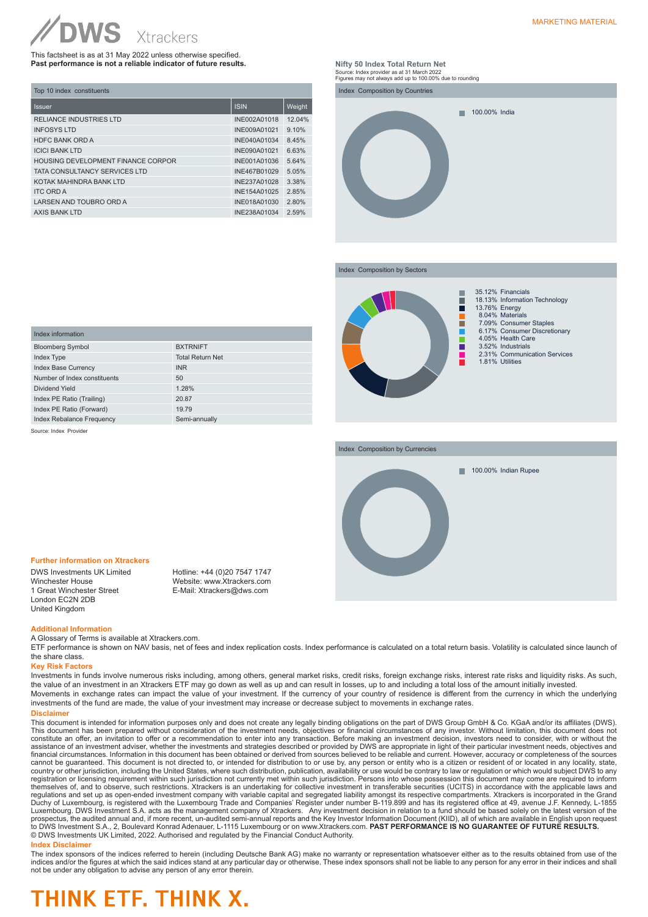MARKETING MATERIAL

DWS Xtrackers

This factsheet is as at 31 May 2022 unless otherwise specified.
**Past performance is not a reliable indicator of future results.**

| Top 10 index constituents | | |
|---|---|---|
| Issuer | ISIN | Weight |
| RELIANCE INDUSTRIES LTD | INE002A01018 | 12.04% |
| INFOSYS LTD | INE009A01021 | 9.10% |
| HDFC BANK ORD A | INE040A01034 | 8.45% |
| ICICI BANK LTD | INE090A01021 | 6.63% |
| HOUSING DEVELOPMENT FINANCE CORPOR | INE001A01036 | 5.64% |
| TATA CONSULTANCY SERVICES LTD | INE467B01029 | 5.05% |
| KOTAK MAHINDRA BANK LTD | INE237A01028 | 3.38% |
| ITC ORD A | INE154A01025 | 2.85% |
| LARSEN AND TOUBRO ORD A | INE018A01030 | 2.80% |
| AXIS BANK LTD | INE238A01034 | 2.59% |

## Nifty 50 Index Total Return Net

Source: Index provider as at 31 March 2022
Figures may not always add up to 100.00% due to rounding

Index Composition by Countries

100.00% India

Index Composition by Sectors

35.12% Financials
18.13% Information Technology
13.76% Energy
8.04% Materials
7.09% Consumer Staples
6.17% Consumer Discretionary
4.05% Health Care
3.52% Industrials
2.31% Communication Services
1.81% Utilities

| Index information | |
|---|---|
| Bloomberg Symbol | BXTRNIFT |
| Index Type | Total Return Net |
| Index Base Currency | INR |
| Number of Index constituents | 50 |
| Dividend Yield | 1.28% |
| Index PE Ratio (Trailing) | 20.87 |
| Index PE Ratio (Forward) | 19.79 |
| Index Rebalance Frequency | Semi-annually |

Source: Index Provider

Index Composition by Currencies

100.00% Indian Rupee

### Further information on Xtrackers

DWS Investments UK Limited
Winchester House
1 Great Winchester Street
London EC2N 2DB
United Kingdom

Hotline: +44 (0)20 7547 1747
Website: www.Xtrackers.com
E-Mail: Xtrackers@dws.com

### Additional Information

A Glossary of Terms is available at Xtrackers.com.

ETF performance is shown on NAV basis, net of fees and index replication costs. Index performance is calculated on a total return basis. Volatility is calculated since launch of the share class.

### Key Risk Factors

Investments in funds involve numerous risks including, among others, general market risks, credit risks, foreign exchange risks, interest rate risks and liquidity risks. As such, the value of an investment in an Xtrackers ETF may go down as well as up and can result in losses, up to and including a total loss of the amount initially invested.

Movements in exchange rates can impact the value of your investment. If the currency of your country of residence is different from the currency in which the underlying investments of the fund are made, the value of your investment may increase or decrease subject to movements in exchange rates.

### Disclaimer

This document is intended for information purposes only and does not create any legally binding obligations on the part of DWS Group GmbH & Co. KGaA and/or its affiliates (DWS). This document has been prepared without consideration of the investment needs, objectives or financial circumstances of any investor. Without limitation, this document does not constitute an offer, an invitation to offer or a recommendation to enter into any transaction. Before making an investment decision, investors need to consider, with or without the assistance of an investment adviser, whether the investments and strategies described or provided by DWS are appropriate in light of their particular investment needs, objectives and financial circumstances. Information in this document has been obtained or derived from sources believed to be reliable and current. However, accuracy or completeness of the sources cannot be guaranteed. This document is not directed to, or intended for distribution to or use by, any person or entity who is a citizen or resident of or located in any locality, state, country or other jurisdiction, including the United States, where such distribution, publication, availability or use would be contrary to law or regulation or which would subject DWS to any registration or licensing requirement within such jurisdiction not currently met within such jurisdiction. Persons into whose possession this document may come are required to inform themselves of, and to observe, such restrictions. Xtrackers is an undertaking for collective investment in transferable securities (UCITS) in accordance with the applicable laws and regulations and set up as open-ended investment company with variable capital and segregated liability amongst its respective compartments. Xtrackers is incorporated in the Grand Duchy of Luxembourg, is registered with the Luxembourg Trade and Companies' Register under number B-119.899 and has its registered office at 49, avenue J.F. Kennedy, L-1855 Luxembourg. DWS Investment S.A. acts as the management company of Xtrackers. Any investment decision in relation to a fund should be based solely on the latest version of the prospectus, the audited annual and, if more recent, un-audited semi-annual reports and the Key Investor Information Document (KIID), all of which are available in English upon request to DWS Investment S.A., 2, Boulevard Konrad Adenauer, L-1115 Luxembourg or on www.Xtrackers.com. **PAST PERFORMANCE IS NO GUARANTEE OF FUTURE RESULTS.**
© DWS Investments UK Limited, 2022. Authorised and regulated by the Financial Conduct Authority.

### Index Disclaimer

The index sponsors of the indices referred to herein (including Deutsche Bank AG) make no warranty or representation whatsoever either as to the results obtained from use of the indices and/or the figures at which the said indices stand at any particular day or otherwise. These index sponsors shall not be liable to any person for any error in their indices and shall not be under any obligation to advise any person of any error therein.

# THINK ETF. THINK X.